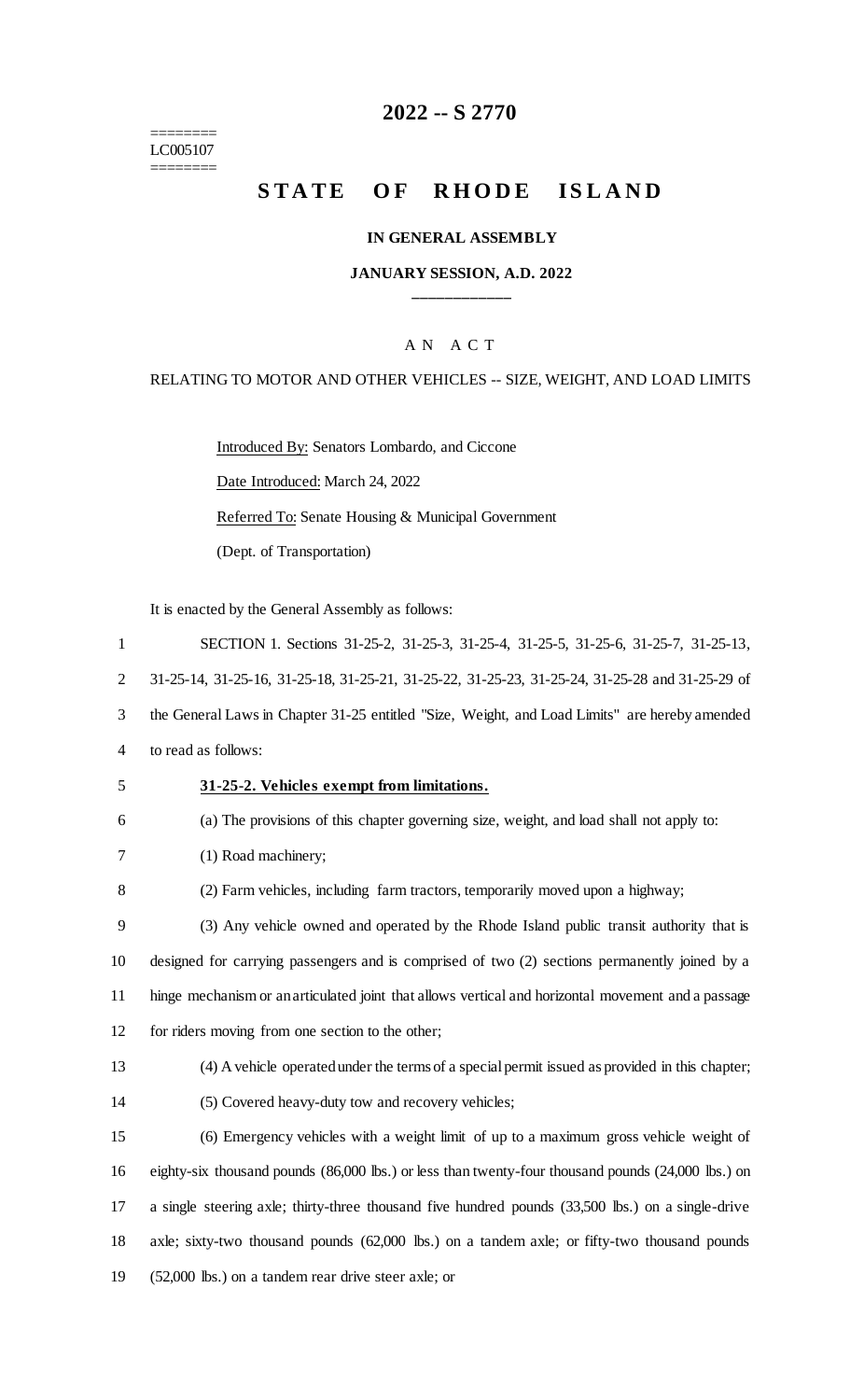========
LC005107
========

# 2022 -- S 2770

# STATE OF RHODE ISLAND

**IN GENERAL ASSEMBLY**

**JANUARY SESSION, A.D. 2022**

---

A N A C T

RELATING TO MOTOR AND OTHER VEHICLES -- SIZE, WEIGHT, AND LOAD LIMITS

Introduced By: Senators Lombardo, and Ciccone

Date Introduced: March 24, 2022

Referred To: Senate Housing & Municipal Government

(Dept. of Transportation)

It is enacted by the General Assembly as follows:

SECTION 1. Sections 31-25-2, 31-25-3, 31-25-4, 31-25-5, 31-25-6, 31-25-7, 31-25-13, 31-25-14, 31-25-16, 31-25-18, 31-25-21, 31-25-22, 31-25-23, 31-25-24, 31-25-28 and 31-25-29 of the General Laws in Chapter 31-25 entitled "Size, Weight, and Load Limits" are hereby amended to read as follows:

**31-25-2. Vehicles exempt from limitations.**

(a) The provisions of this chapter governing size, weight, and load shall not apply to:

(1) Road machinery;

(2) Farm vehicles, including farm tractors, temporarily moved upon a highway;

(3) Any vehicle owned and operated by the Rhode Island public transit authority that is designed for carrying passengers and is comprised of two (2) sections permanently joined by a hinge mechanism or an articulated joint that allows vertical and horizontal movement and a passage for riders moving from one section to the other;

(4) A vehicle operated under the terms of a special permit issued as provided in this chapter;

(5) Covered heavy-duty tow and recovery vehicles;

(6) Emergency vehicles with a weight limit of up to a maximum gross vehicle weight of eighty-six thousand pounds (86,000 lbs.) or less than twenty-four thousand pounds (24,000 lbs.) on a single steering axle; thirty-three thousand five hundred pounds (33,500 lbs.) on a single-drive axle; sixty-two thousand pounds (62,000 lbs.) on a tandem axle; or fifty-two thousand pounds (52,000 lbs.) on a tandem rear drive steer axle; or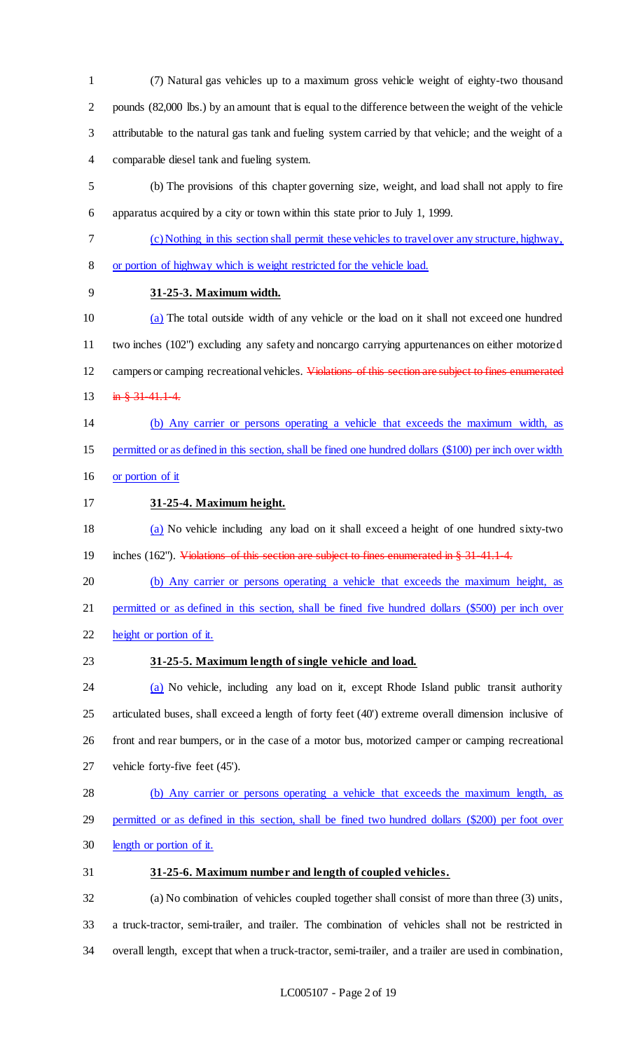(7) Natural gas vehicles up to a maximum gross vehicle weight of eighty-two thousand pounds (82,000 lbs.) by an amount that is equal to the difference between the weight of the vehicle attributable to the natural gas tank and fueling system carried by that vehicle; and the weight of a comparable diesel tank and fueling system.

(b) The provisions of this chapter governing size, weight, and load shall not apply to fire apparatus acquired by a city or town within this state prior to July 1, 1999.

(c) Nothing in this section shall permit these vehicles to travel over any structure, highway, or portion of highway which is weight restricted for the vehicle load.

**31-25-3. Maximum width.**

(a) The total outside width of any vehicle or the load on it shall not exceed one hundred two inches (102") excluding any safety and noncargo carrying appurtenances on either motorized campers or camping recreational vehicles. ~~Violations of this section are subject to fines enumerated in § 31-41.1-4.~~

(b) Any carrier or persons operating a vehicle that exceeds the maximum width, as permitted or as defined in this section, shall be fined one hundred dollars ($100) per inch over width or portion of it

**31-25-4. Maximum height.**

(a) No vehicle including any load on it shall exceed a height of one hundred sixty-two inches (162"). ~~Violations of this section are subject to fines enumerated in § 31-41.1-4.~~

(b) Any carrier or persons operating a vehicle that exceeds the maximum height, as permitted or as defined in this section, shall be fined five hundred dollars ($500) per inch over height or portion of it.

**31-25-5. Maximum length of single vehicle and load.**

(a) No vehicle, including any load on it, except Rhode Island public transit authority articulated buses, shall exceed a length of forty feet (40') extreme overall dimension inclusive of front and rear bumpers, or in the case of a motor bus, motorized camper or camping recreational vehicle forty-five feet (45').

(b) Any carrier or persons operating a vehicle that exceeds the maximum length, as permitted or as defined in this section, shall be fined two hundred dollars ($200) per foot over length or portion of it.

**31-25-6. Maximum number and length of coupled vehicles.**

(a) No combination of vehicles coupled together shall consist of more than three (3) units, a truck-tractor, semi-trailer, and trailer. The combination of vehicles shall not be restricted in overall length, except that when a truck-tractor, semi-trailer, and a trailer are used in combination,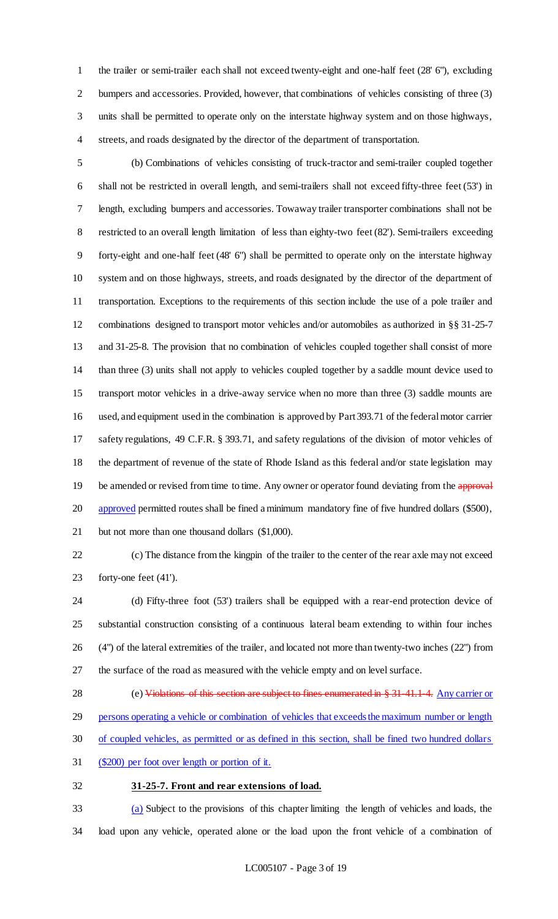the trailer or semi-trailer each shall not exceed twenty-eight and one-half feet (28' 6"), excluding bumpers and accessories. Provided, however, that combinations of vehicles consisting of three (3) units shall be permitted to operate only on the interstate highway system and on those highways, streets, and roads designated by the director of the department of transportation.

(b) Combinations of vehicles consisting of truck-tractor and semi-trailer coupled together shall not be restricted in overall length, and semi-trailers shall not exceed fifty-three feet (53') in length, excluding bumpers and accessories. Towaway trailer transporter combinations shall not be restricted to an overall length limitation of less than eighty-two feet (82'). Semi-trailers exceeding forty-eight and one-half feet (48' 6") shall be permitted to operate only on the interstate highway system and on those highways, streets, and roads designated by the director of the department of transportation. Exceptions to the requirements of this section include the use of a pole trailer and combinations designed to transport motor vehicles and/or automobiles as authorized in §§ 31-25-7 and 31-25-8. The provision that no combination of vehicles coupled together shall consist of more than three (3) units shall not apply to vehicles coupled together by a saddle mount device used to transport motor vehicles in a drive-away service when no more than three (3) saddle mounts are used, and equipment used in the combination is approved by Part 393.71 of the federal motor carrier safety regulations, 49 C.F.R. § 393.71, and safety regulations of the division of motor vehicles of the department of revenue of the state of Rhode Island as this federal and/or state legislation may be amended or revised from time to time. Any owner or operator found deviating from the ~~approval~~ approved permitted routes shall be fined a minimum mandatory fine of five hundred dollars ($500), but not more than one thousand dollars ($1,000).

(c) The distance from the kingpin of the trailer to the center of the rear axle may not exceed forty-one feet (41').

(d) Fifty-three foot (53') trailers shall be equipped with a rear-end protection device of substantial construction consisting of a continuous lateral beam extending to within four inches (4") of the lateral extremities of the trailer, and located not more than twenty-two inches (22") from the surface of the road as measured with the vehicle empty and on level surface.

(e) ~~Violations of this section are subject to fines enumerated in § 31-41.1-4.~~ Any carrier or persons operating a vehicle or combination of vehicles that exceeds the maximum number or length of coupled vehicles, as permitted or as defined in this section, shall be fined two hundred dollars ($200) per foot over length or portion of it.

**31-25-7. Front and rear extensions of load.**

(a) Subject to the provisions of this chapter limiting the length of vehicles and loads, the load upon any vehicle, operated alone or the load upon the front vehicle of a combination of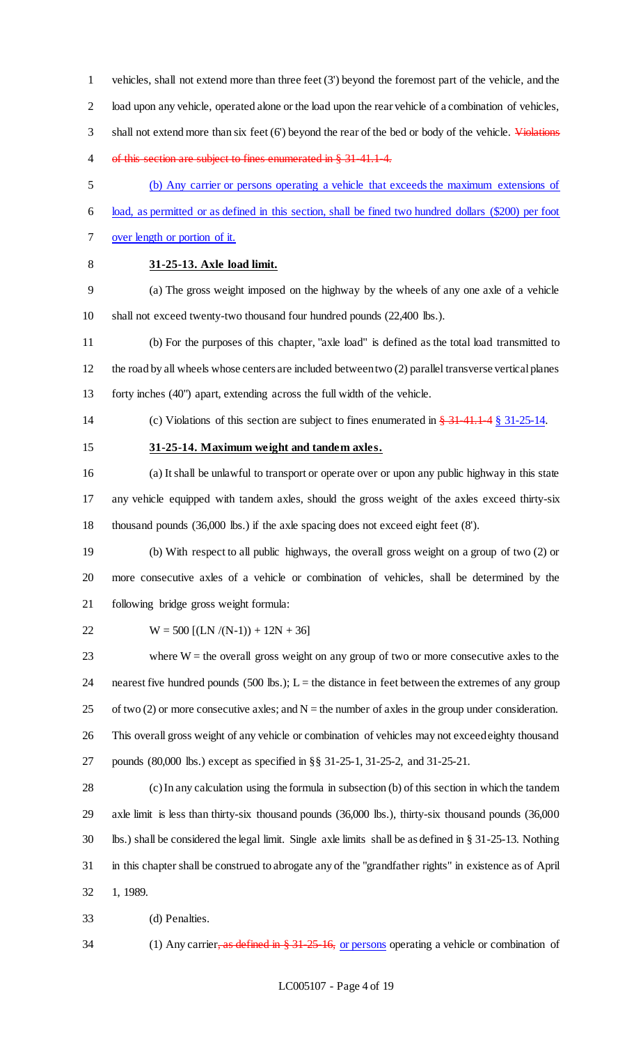vehicles, shall not extend more than three feet (3') beyond the foremost part of the vehicle, and the load upon any vehicle, operated alone or the load upon the rear vehicle of a combination of vehicles, shall not extend more than six feet (6') beyond the rear of the bed or body of the vehicle. ~~Violations of this section are subject to fines enumerated in § 31-41.1-4.~~

<u>(b) Any carrier or persons operating a vehicle that exceeds the maximum extensions of load, as permitted or as defined in this section, shall be fined two hundred dollars ($200) per foot over length or portion of it.</u>

**31-25-13. Axle load limit.**

(a) The gross weight imposed on the highway by the wheels of any one axle of a vehicle shall not exceed twenty-two thousand four hundred pounds (22,400 lbs.).

(b) For the purposes of this chapter, "axle load" is defined as the total load transmitted to the road by all wheels whose centers are included between two (2) parallel transverse vertical planes forty inches (40") apart, extending across the full width of the vehicle.

(c) Violations of this section are subject to fines enumerated in ~~§ 31-41.1-4~~ <u>§ 31-25-14</u>.

**31-25-14. Maximum weight and tandem axles.**

(a) It shall be unlawful to transport or operate over or upon any public highway in this state any vehicle equipped with tandem axles, should the gross weight of the axles exceed thirty-six thousand pounds (36,000 lbs.) if the axle spacing does not exceed eight feet (8').

(b) With respect to all public highways, the overall gross weight on a group of two (2) or more consecutive axles of a vehicle or combination of vehicles, shall be determined by the following bridge gross weight formula:

$$W = 500 [(LN /(N-1)) + 12N + 36]$$

where W = the overall gross weight on any group of two or more consecutive axles to the nearest five hundred pounds (500 lbs.); L = the distance in feet between the extremes of any group of two (2) or more consecutive axles; and N = the number of axles in the group under consideration. This overall gross weight of any vehicle or combination of vehicles may not exceed eighty thousand pounds (80,000 lbs.) except as specified in §§ 31-25-1, 31-25-2, and 31-25-21.

(c) In any calculation using the formula in subsection (b) of this section in which the tandem axle limit is less than thirty-six thousand pounds (36,000 lbs.), thirty-six thousand pounds (36,000 lbs.) shall be considered the legal limit. Single axle limits shall be as defined in § 31-25-13. Nothing in this chapter shall be construed to abrogate any of the "grandfather rights" in existence as of April 1, 1989.

(d) Penalties.

(1) Any carrier~~, as defined in § 31-25-16,~~ <u>or persons</u> operating a vehicle or combination of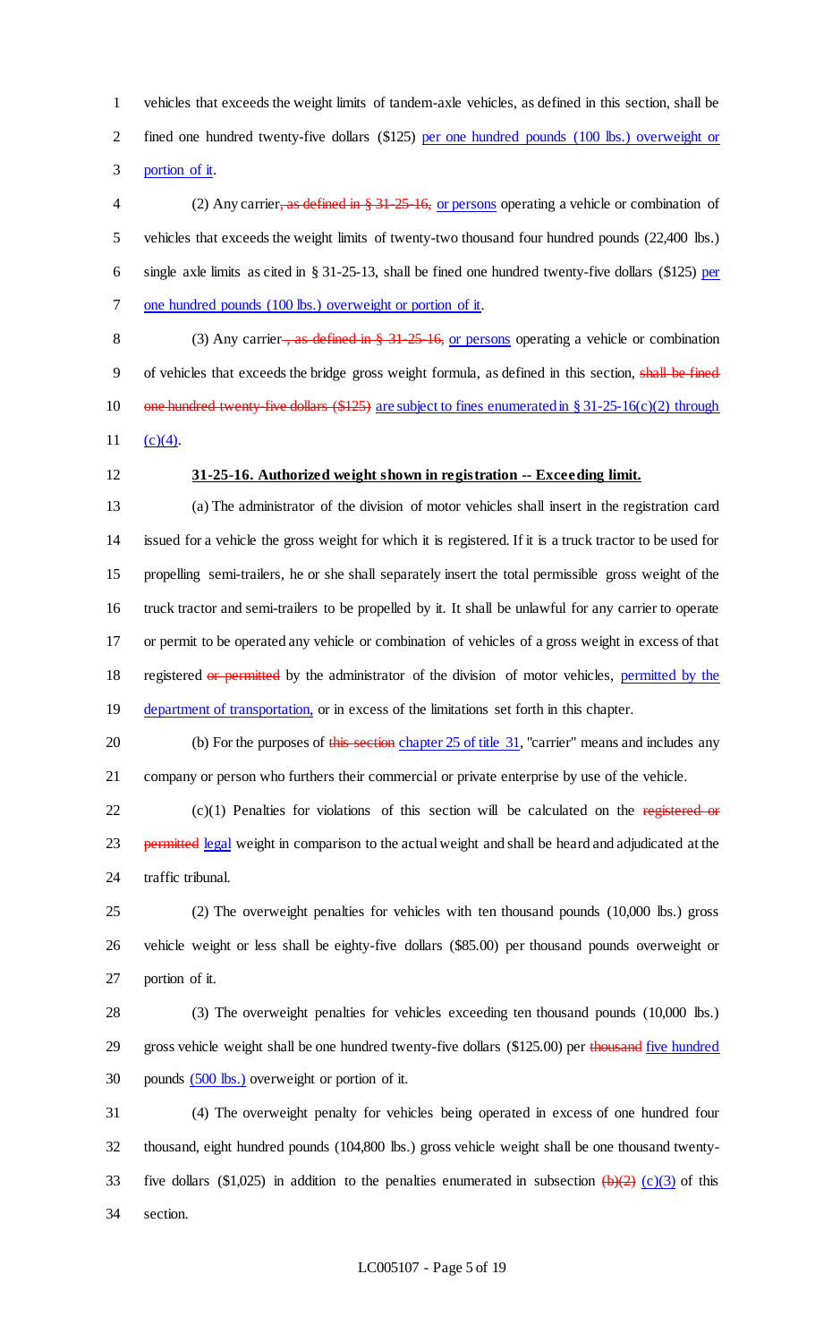vehicles that exceeds the weight limits of tandem-axle vehicles, as defined in this section, shall be fined one hundred twenty-five dollars ($125) per one hundred pounds (100 lbs.) overweight or portion of it.

(2) Any carrier, as defined in § 31-25-16, or persons operating a vehicle or combination of vehicles that exceeds the weight limits of twenty-two thousand four hundred pounds (22,400 lbs.) single axle limits as cited in § 31-25-13, shall be fined one hundred twenty-five dollars ($125) per one hundred pounds (100 lbs.) overweight or portion of it.

(3) Any carrier , as defined in § 31-25-16, or persons operating a vehicle or combination of vehicles that exceeds the bridge gross weight formula, as defined in this section, shall be fined one hundred twenty-five dollars ($125) are subject to fines enumerated in § 31-25-16(c)(2) through (c)(4).

**31-25-16. Authorized weight shown in registration -- Exceeding limit.**

(a) The administrator of the division of motor vehicles shall insert in the registration card issued for a vehicle the gross weight for which it is registered. If it is a truck tractor to be used for propelling semi-trailers, he or she shall separately insert the total permissible gross weight of the truck tractor and semi-trailers to be propelled by it. It shall be unlawful for any carrier to operate or permit to be operated any vehicle or combination of vehicles of a gross weight in excess of that registered or permitted by the administrator of the division of motor vehicles, permitted by the department of transportation, or in excess of the limitations set forth in this chapter.

(b) For the purposes of this section chapter 25 of title 31, "carrier" means and includes any company or person who furthers their commercial or private enterprise by use of the vehicle.

(c)(1) Penalties for violations of this section will be calculated on the registered or permitted legal weight in comparison to the actual weight and shall be heard and adjudicated at the traffic tribunal.

(2) The overweight penalties for vehicles with ten thousand pounds (10,000 lbs.) gross vehicle weight or less shall be eighty-five dollars ($85.00) per thousand pounds overweight or portion of it.

(3) The overweight penalties for vehicles exceeding ten thousand pounds (10,000 lbs.) gross vehicle weight shall be one hundred twenty-five dollars ($125.00) per thousand five hundred pounds (500 lbs.) overweight or portion of it.

(4) The overweight penalty for vehicles being operated in excess of one hundred four thousand, eight hundred pounds (104,800 lbs.) gross vehicle weight shall be one thousand twenty-five dollars ($1,025) in addition to the penalties enumerated in subsection (b)(2) (c)(3) of this section.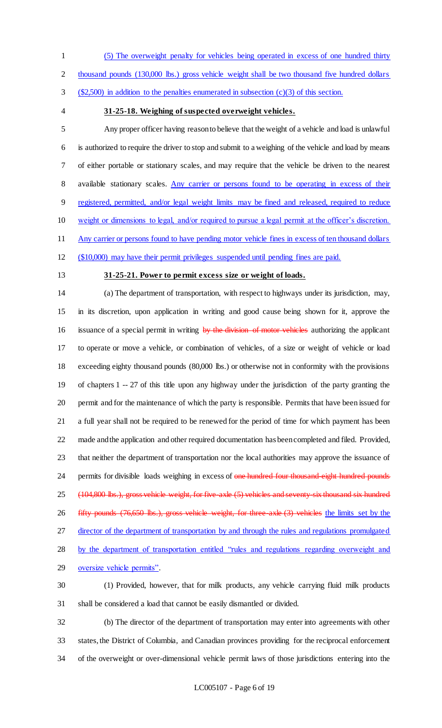(5) The overweight penalty for vehicles being operated in excess of one hundred thirty thousand pounds (130,000 lbs.) gross vehicle weight shall be two thousand five hundred dollars ($2,500) in addition to the penalties enumerated in subsection (c)(3) of this section.

**31-25-18. Weighing of suspected overweight vehicles.**

Any proper officer having reason to believe that the weight of a vehicle and load is unlawful is authorized to require the driver to stop and submit to a weighing of the vehicle and load by means of either portable or stationary scales, and may require that the vehicle be driven to the nearest available stationary scales. Any carrier or persons found to be operating in excess of their registered, permitted, and/or legal weight limits may be fined and released, required to reduce weight or dimensions to legal, and/or required to pursue a legal permit at the officer's discretion. Any carrier or persons found to have pending motor vehicle fines in excess of ten thousand dollars ($10,000) may have their permit privileges suspended until pending fines are paid.

**31-25-21. Power to permit excess size or weight of loads.**

(a) The department of transportation, with respect to highways under its jurisdiction, may, in its discretion, upon application in writing and good cause being shown for it, approve the issuance of a special permit in writing ~~by the division of motor vehicles~~ authorizing the applicant to operate or move a vehicle, or combination of vehicles, of a size or weight of vehicle or load exceeding eighty thousand pounds (80,000 lbs.) or otherwise not in conformity with the provisions of chapters 1 -- 27 of this title upon any highway under the jurisdiction of the party granting the permit and for the maintenance of which the party is responsible. Permits that have been issued for a full year shall not be required to be renewed for the period of time for which payment has been made and the application and other required documentation has been completed and filed. Provided, that neither the department of transportation nor the local authorities may approve the issuance of permits for divisible loads weighing in excess of ~~one hundred four thousand eight hundred pounds (104,800 lbs.), gross vehicle weight, for five-axle (5) vehicles and seventy-six thousand six hundred fifty pounds (76,650 lbs.), gross vehicle weight, for three-axle (3) vehicles~~ the limits set by the director of the department of transportation by and through the rules and regulations promulgated by the department of transportation entitled "rules and regulations regarding overweight and oversize vehicle permits".

(1) Provided, however, that for milk products, any vehicle carrying fluid milk products shall be considered a load that cannot be easily dismantled or divided.

(b) The director of the department of transportation may enter into agreements with other states, the District of Columbia, and Canadian provinces providing for the reciprocal enforcement of the overweight or over-dimensional vehicle permit laws of those jurisdictions entering into the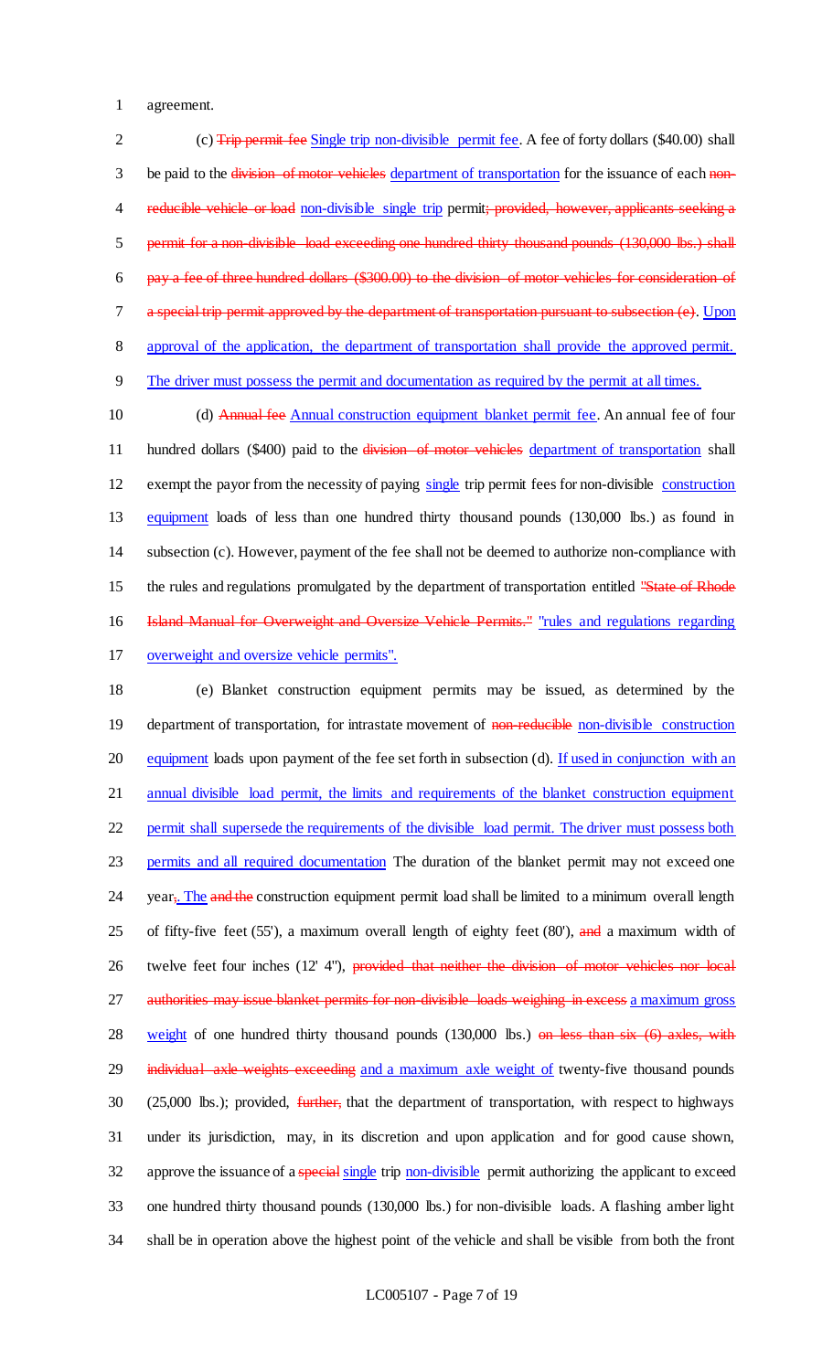agreement.

(c) ~~Trip permit fee~~ Single trip non-divisible permit fee. A fee of forty dollars ($40.00) shall be paid to the ~~division of motor vehicles~~ department of transportation for the issuance of each ~~non-reducible vehicle or load~~ non-divisible single trip permit~~; provided, however, applicants seeking a permit for a non-divisible load exceeding one hundred thirty thousand pounds (130,000 lbs.) shall pay a fee of three hundred dollars ($300.00) to the division of motor vehicles for consideration of a special trip permit approved by the department of transportation pursuant to subsection (e)~~. Upon approval of the application, the department of transportation shall provide the approved permit. The driver must possess the permit and documentation as required by the permit at all times.

(d) ~~Annual fee~~ Annual construction equipment blanket permit fee. An annual fee of four hundred dollars ($400) paid to the ~~division of motor vehicles~~ department of transportation shall exempt the payor from the necessity of paying single trip permit fees for non-divisible construction equipment loads of less than one hundred thirty thousand pounds (130,000 lbs.) as found in subsection (c). However, payment of the fee shall not be deemed to authorize non-compliance with the rules and regulations promulgated by the department of transportation entitled ~~"State of Rhode Island Manual for Overweight and Oversize Vehicle Permits."~~ "rules and regulations regarding overweight and oversize vehicle permits".

(e) Blanket construction equipment permits may be issued, as determined by the department of transportation, for intrastate movement of ~~non-reducible~~ non-divisible construction equipment loads upon payment of the fee set forth in subsection (d). If used in conjunction with an annual divisible load permit, the limits and requirements of the blanket construction equipment permit shall supersede the requirements of the divisible load permit. The driver must possess both permits and all required documentation The duration of the blanket permit may not exceed one year~~;~~. The ~~and the~~ construction equipment permit load shall be limited to a minimum overall length of fifty-five feet (55'), a maximum overall length of eighty feet (80'), ~~and~~ a maximum width of twelve feet four inches (12' 4"), ~~provided that neither the division of motor vehicles nor local authorities may issue blanket permits for non-divisible loads weighing in excess~~ a maximum gross weight of one hundred thirty thousand pounds (130,000 lbs.) ~~on less than six (6) axles, with individual axle weights exceeding~~ and a maximum axle weight of twenty-five thousand pounds (25,000 lbs.); provided, ~~further,~~ that the department of transportation, with respect to highways under its jurisdiction, may, in its discretion and upon application and for good cause shown, approve the issuance of a ~~special~~ single trip non-divisible permit authorizing the applicant to exceed one hundred thirty thousand pounds (130,000 lbs.) for non-divisible loads. A flashing amber light shall be in operation above the highest point of the vehicle and shall be visible from both the front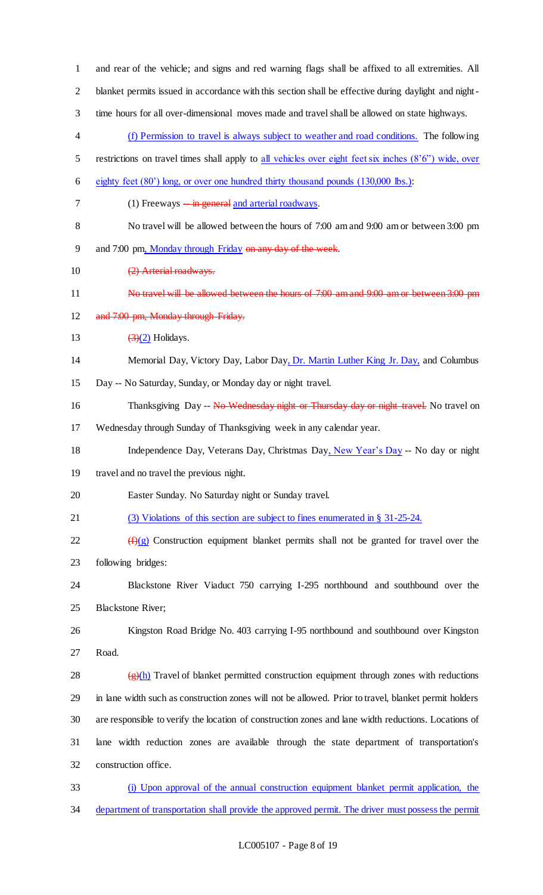and rear of the vehicle; and signs and red warning flags shall be affixed to all extremities. All blanket permits issued in accordance with this section shall be effective during daylight and night-time hours for all over-dimensional moves made and travel shall be allowed on state highways.

(f) Permission to travel is always subject to weather and road conditions. The following restrictions on travel times shall apply to all vehicles over eight feet six inches (8'6") wide, over eighty feet (80') long, or over one hundred thirty thousand pounds (130,000 lbs.):

(1) Freeways -- in general and arterial roadways.

No travel will be allowed between the hours of 7:00 am and 9:00 am or between 3:00 pm and 7:00 pm, Monday through Friday on any day of the week.

(2) Arterial roadways.

No travel will be allowed between the hours of 7:00 am and 9:00 am or between 3:00 pm and 7:00 pm, Monday through Friday.

(3)(2) Holidays.

Memorial Day, Victory Day, Labor Day, Dr. Martin Luther King Jr. Day, and Columbus Day -- No Saturday, Sunday, or Monday day or night travel.

Thanksgiving Day -- No Wednesday night or Thursday day or night travel. No travel on Wednesday through Sunday of Thanksgiving week in any calendar year.

Independence Day, Veterans Day, Christmas Day, New Year's Day -- No day or night travel and no travel the previous night.

Easter Sunday. No Saturday night or Sunday travel.

(3) Violations of this section are subject to fines enumerated in § 31-25-24.

(f)(g) Construction equipment blanket permits shall not be granted for travel over the following bridges:

Blackstone River Viaduct 750 carrying I-295 northbound and southbound over the Blackstone River;

Kingston Road Bridge No. 403 carrying I-95 northbound and southbound over Kingston Road.

(g)(h) Travel of blanket permitted construction equipment through zones with reductions in lane width such as construction zones will not be allowed. Prior to travel, blanket permit holders are responsible to verify the location of construction zones and lane width reductions. Locations of lane width reduction zones are available through the state department of transportation's construction office.

(i) Upon approval of the annual construction equipment blanket permit application, the department of transportation shall provide the approved permit. The driver must possess the permit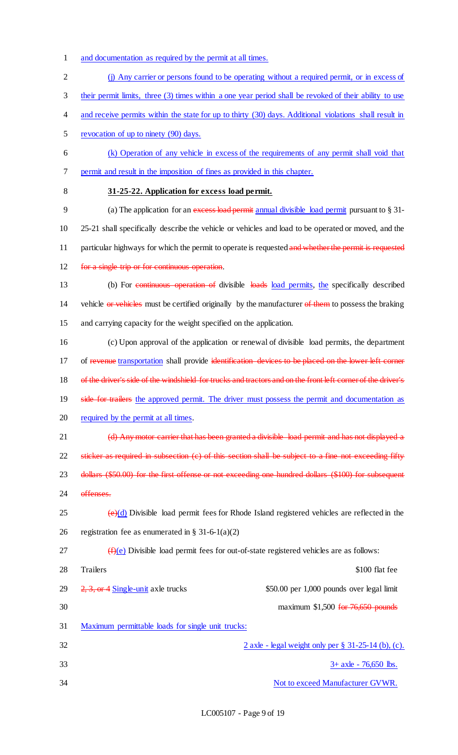and documentation as required by the permit at all times.

(j) Any carrier or persons found to be operating without a required permit, or in excess of their permit limits, three (3) times within a one year period shall be revoked of their ability to use and receive permits within the state for up to thirty (30) days. Additional violations shall result in revocation of up to ninety (90) days.

(k) Operation of any vehicle in excess of the requirements of any permit shall void that permit and result in the imposition of fines as provided in this chapter.

**31-25-22. Application for excess load permit.**

(a) The application for an ~~excess load permit~~ annual divisible load permit pursuant to § 31-25-21 shall specifically describe the vehicle or vehicles and load to be operated or moved, and the particular highways for which the permit to operate is requested ~~and whether the permit is requested for a single trip or for continuous operation~~.

(b) For ~~continuous operation of~~ divisible ~~loads~~ load permits, the specifically described vehicle ~~or vehicles~~ must be certified originally by the manufacturer ~~of them~~ to possess the braking and carrying capacity for the weight specified on the application.

(c) Upon approval of the application or renewal of divisible load permits, the department of ~~revenue~~ transportation shall provide ~~identification devices to be placed on the lower left corner of the driver's side of the windshield for trucks and tractors and on the front left corner of the driver's side for trailers~~ the approved permit. The driver must possess the permit and documentation as required by the permit at all times.

~~(d) Any motor carrier that has been granted a divisible load permit and has not displayed a sticker as required in subsection (c) of this section shall be subject to a fine not exceeding fifty dollars ($50.00) for the first offense or not exceeding one hundred dollars ($100) for subsequent offenses.~~

~~(e)~~(d) Divisible load permit fees for Rhode Island registered vehicles are reflected in the registration fee as enumerated in § 31-6-1(a)(2)

~~(f)~~(e) Divisible load permit fees for out-of-state registered vehicles are as follows:

| | |
|---|---|
| Trailers | $100 flat fee |
| ~~2, 3, or 4~~ Single-unit axle trucks | $50.00 per 1,000 pounds over legal limit |
| | maximum $1,500 ~~for 76,650 pounds~~ |

Maximum permittable loads for single unit trucks:

2 axle - legal weight only per § 31-25-14 (b), (c).

3+ axle - 76,650 lbs.

Not to exceed Manufacturer GVWR.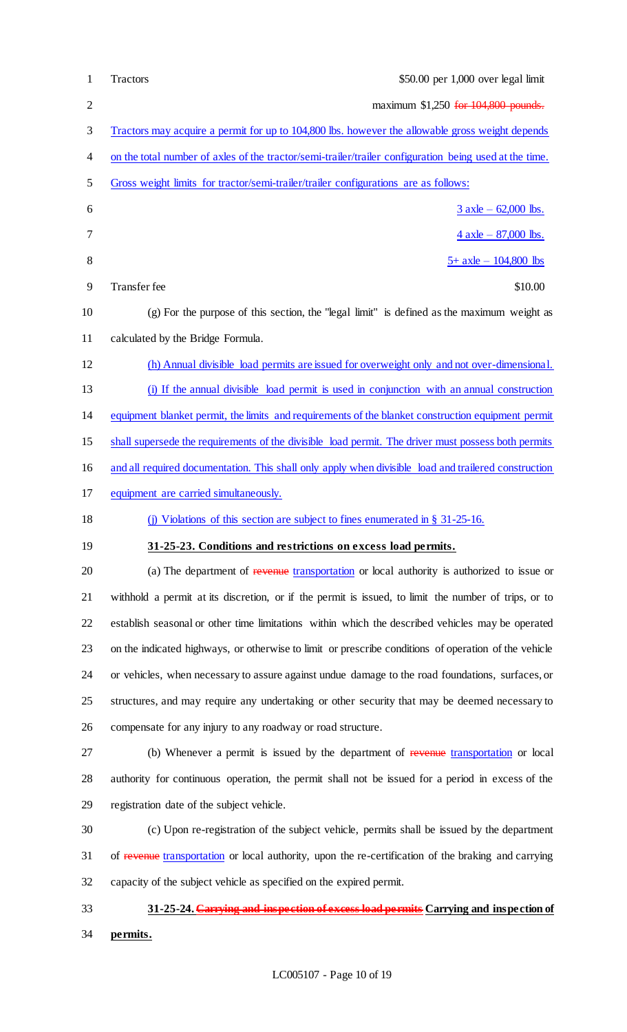Tractors $50.00 per 1,000 over legal limit

maximum $1,250 ~~for 104,800 pounds.~~

Tractors may acquire a permit for up to 104,800 lbs. however the allowable gross weight depends on the total number of axles of the tractor/semi-trailer/trailer configuration being used at the time. Gross weight limits for tractor/semi-trailer/trailer configurations are as follows:

3 axle – 62,000 lbs.

4 axle – 87,000 lbs.

5+ axle – 104,800 lbs

Transfer fee $10.00

(g) For the purpose of this section, the "legal limit" is defined as the maximum weight as calculated by the Bridge Formula.

(h) Annual divisible load permits are issued for overweight only and not over-dimensional.

(i) If the annual divisible load permit is used in conjunction with an annual construction equipment blanket permit, the limits and requirements of the blanket construction equipment permit shall supersede the requirements of the divisible load permit. The driver must possess both permits and all required documentation. This shall only apply when divisible load and trailered construction equipment are carried simultaneously.

(j) Violations of this section are subject to fines enumerated in § 31-25-16.

**31-25-23. Conditions and restrictions on excess load permits.**

(a) The department of ~~revenue~~ transportation or local authority is authorized to issue or withhold a permit at its discretion, or if the permit is issued, to limit the number of trips, or to establish seasonal or other time limitations within which the described vehicles may be operated on the indicated highways, or otherwise to limit or prescribe conditions of operation of the vehicle or vehicles, when necessary to assure against undue damage to the road foundations, surfaces, or structures, and may require any undertaking or other security that may be deemed necessary to compensate for any injury to any roadway or road structure.

(b) Whenever a permit is issued by the department of ~~revenue~~ transportation or local authority for continuous operation, the permit shall not be issued for a period in excess of the registration date of the subject vehicle.

(c) Upon re-registration of the subject vehicle, permits shall be issued by the department of ~~revenue~~ transportation or local authority, upon the re-certification of the braking and carrying capacity of the subject vehicle as specified on the expired permit.

**31-25-24. ~~Carrying and inspection of excess load permits~~ Carrying and inspection of permits.**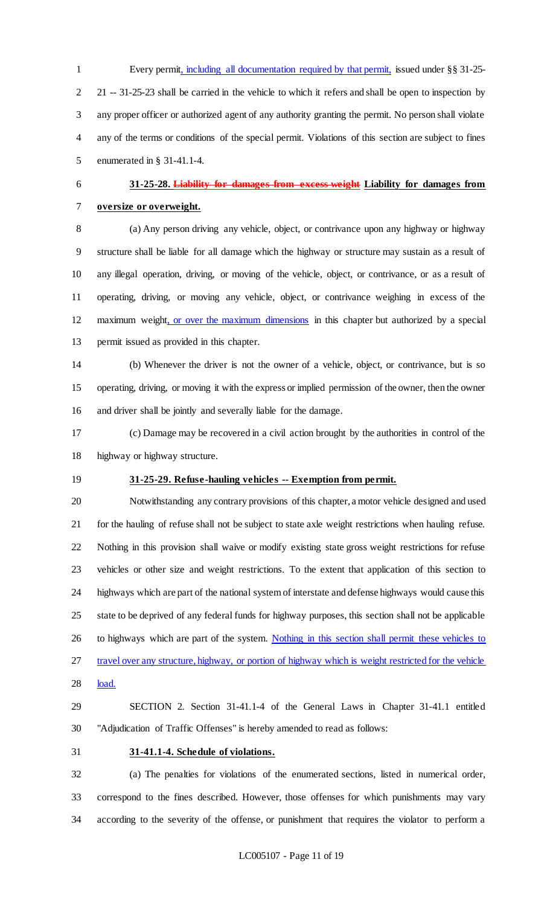Every permit, including all documentation required by that permit, issued under §§ 31-25-21 -- 31-25-23 shall be carried in the vehicle to which it refers and shall be open to inspection by any proper officer or authorized agent of any authority granting the permit. No person shall violate any of the terms or conditions of the special permit. Violations of this section are subject to fines enumerated in § 31-41.1-4.

**31-25-28. ~~Liability for damages from excess weight~~ Liability for damages from oversize or overweight.**

(a) Any person driving any vehicle, object, or contrivance upon any highway or highway structure shall be liable for all damage which the highway or structure may sustain as a result of any illegal operation, driving, or moving of the vehicle, object, or contrivance, or as a result of operating, driving, or moving any vehicle, object, or contrivance weighing in excess of the maximum weight, or over the maximum dimensions in this chapter but authorized by a special permit issued as provided in this chapter.

(b) Whenever the driver is not the owner of a vehicle, object, or contrivance, but is so operating, driving, or moving it with the express or implied permission of the owner, then the owner and driver shall be jointly and severally liable for the damage.

(c) Damage may be recovered in a civil action brought by the authorities in control of the highway or highway structure.

**31-25-29. Refuse-hauling vehicles -- Exemption from permit.**

Notwithstanding any contrary provisions of this chapter, a motor vehicle designed and used for the hauling of refuse shall not be subject to state axle weight restrictions when hauling refuse. Nothing in this provision shall waive or modify existing state gross weight restrictions for refuse vehicles or other size and weight restrictions. To the extent that application of this section to highways which are part of the national system of interstate and defense highways would cause this state to be deprived of any federal funds for highway purposes, this section shall not be applicable to highways which are part of the system. Nothing in this section shall permit these vehicles to travel over any structure, highway, or portion of highway which is weight restricted for the vehicle load.

SECTION 2. Section 31-41.1-4 of the General Laws in Chapter 31-41.1 entitled "Adjudication of Traffic Offenses" is hereby amended to read as follows:

**31-41.1-4. Schedule of violations.**

(a) The penalties for violations of the enumerated sections, listed in numerical order, correspond to the fines described. However, those offenses for which punishments may vary according to the severity of the offense, or punishment that requires the violator to perform a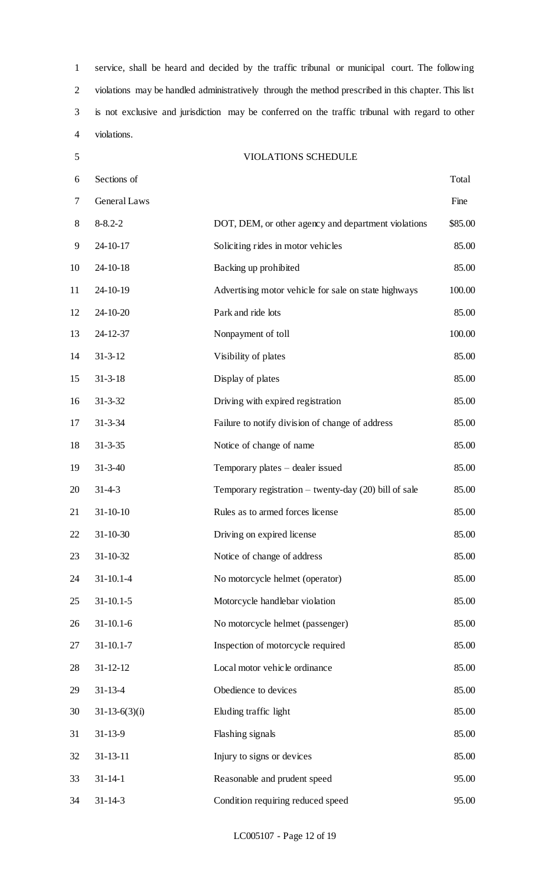service, shall be heard and decided by the traffic tribunal or municipal court. The following violations may be handled administratively through the method prescribed in this chapter. This list is not exclusive and jurisdiction may be conferred on the traffic tribunal with regard to other violations.

VIOLATIONS SCHEDULE

| Sections of General Laws | | Total Fine |
|---|---|---|
| 8-8.2-2 | DOT, DEM, or other agency and department violations | $85.00 |
| 24-10-17 | Soliciting rides in motor vehicles | 85.00 |
| 24-10-18 | Backing up prohibited | 85.00 |
| 24-10-19 | Advertising motor vehicle for sale on state highways | 100.00 |
| 24-10-20 | Park and ride lots | 85.00 |
| 24-12-37 | Nonpayment of toll | 100.00 |
| 31-3-12 | Visibility of plates | 85.00 |
| 31-3-18 | Display of plates | 85.00 |
| 31-3-32 | Driving with expired registration | 85.00 |
| 31-3-34 | Failure to notify division of change of address | 85.00 |
| 31-3-35 | Notice of change of name | 85.00 |
| 31-3-40 | Temporary plates – dealer issued | 85.00 |
| 31-4-3 | Temporary registration – twenty-day (20) bill of sale | 85.00 |
| 31-10-10 | Rules as to armed forces license | 85.00 |
| 31-10-30 | Driving on expired license | 85.00 |
| 31-10-32 | Notice of change of address | 85.00 |
| 31-10.1-4 | No motorcycle helmet (operator) | 85.00 |
| 31-10.1-5 | Motorcycle handlebar violation | 85.00 |
| 31-10.1-6 | No motorcycle helmet (passenger) | 85.00 |
| 31-10.1-7 | Inspection of motorcycle required | 85.00 |
| 31-12-12 | Local motor vehicle ordinance | 85.00 |
| 31-13-4 | Obedience to devices | 85.00 |
| 31-13-6(3)(i) | Eluding traffic light | 85.00 |
| 31-13-9 | Flashing signals | 85.00 |
| 31-13-11 | Injury to signs or devices | 85.00 |
| 31-14-1 | Reasonable and prudent speed | 95.00 |
| 31-14-3 | Condition requiring reduced speed | 95.00 |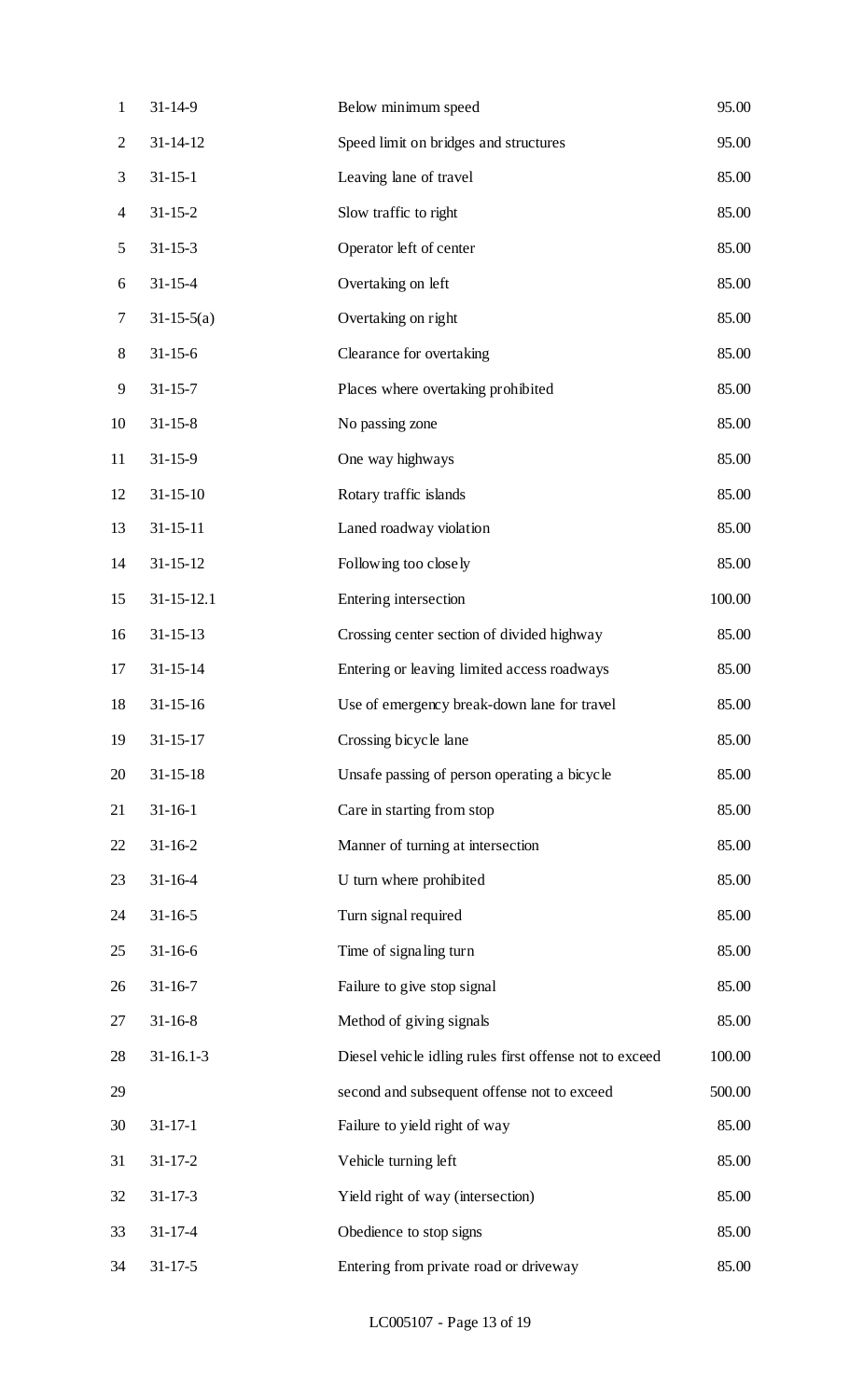| | | |
|---|---|---|
| 31-14-9 | Below minimum speed | 95.00 |
| 31-14-12 | Speed limit on bridges and structures | 95.00 |
| 31-15-1 | Leaving lane of travel | 85.00 |
| 31-15-2 | Slow traffic to right | 85.00 |
| 31-15-3 | Operator left of center | 85.00 |
| 31-15-4 | Overtaking on left | 85.00 |
| 31-15-5(a) | Overtaking on right | 85.00 |
| 31-15-6 | Clearance for overtaking | 85.00 |
| 31-15-7 | Places where overtaking prohibited | 85.00 |
| 31-15-8 | No passing zone | 85.00 |
| 31-15-9 | One way highways | 85.00 |
| 31-15-10 | Rotary traffic islands | 85.00 |
| 31-15-11 | Laned roadway violation | 85.00 |
| 31-15-12 | Following too closely | 85.00 |
| 31-15-12.1 | Entering intersection | 100.00 |
| 31-15-13 | Crossing center section of divided highway | 85.00 |
| 31-15-14 | Entering or leaving limited access roadways | 85.00 |
| 31-15-16 | Use of emergency break-down lane for travel | 85.00 |
| 31-15-17 | Crossing bicycle lane | 85.00 |
| 31-15-18 | Unsafe passing of person operating a bicycle | 85.00 |
| 31-16-1 | Care in starting from stop | 85.00 |
| 31-16-2 | Manner of turning at intersection | 85.00 |
| 31-16-4 | U turn where prohibited | 85.00 |
| 31-16-5 | Turn signal required | 85.00 |
| 31-16-6 | Time of signaling turn | 85.00 |
| 31-16-7 | Failure to give stop signal | 85.00 |
| 31-16-8 | Method of giving signals | 85.00 |
| 31-16.1-3 | Diesel vehicle idling rules first offense not to exceed | 100.00 |
| | second and subsequent offense not to exceed | 500.00 |
| 31-17-1 | Failure to yield right of way | 85.00 |
| 31-17-2 | Vehicle turning left | 85.00 |
| 31-17-3 | Yield right of way (intersection) | 85.00 |
| 31-17-4 | Obedience to stop signs | 85.00 |
| 31-17-5 | Entering from private road or driveway | 85.00 |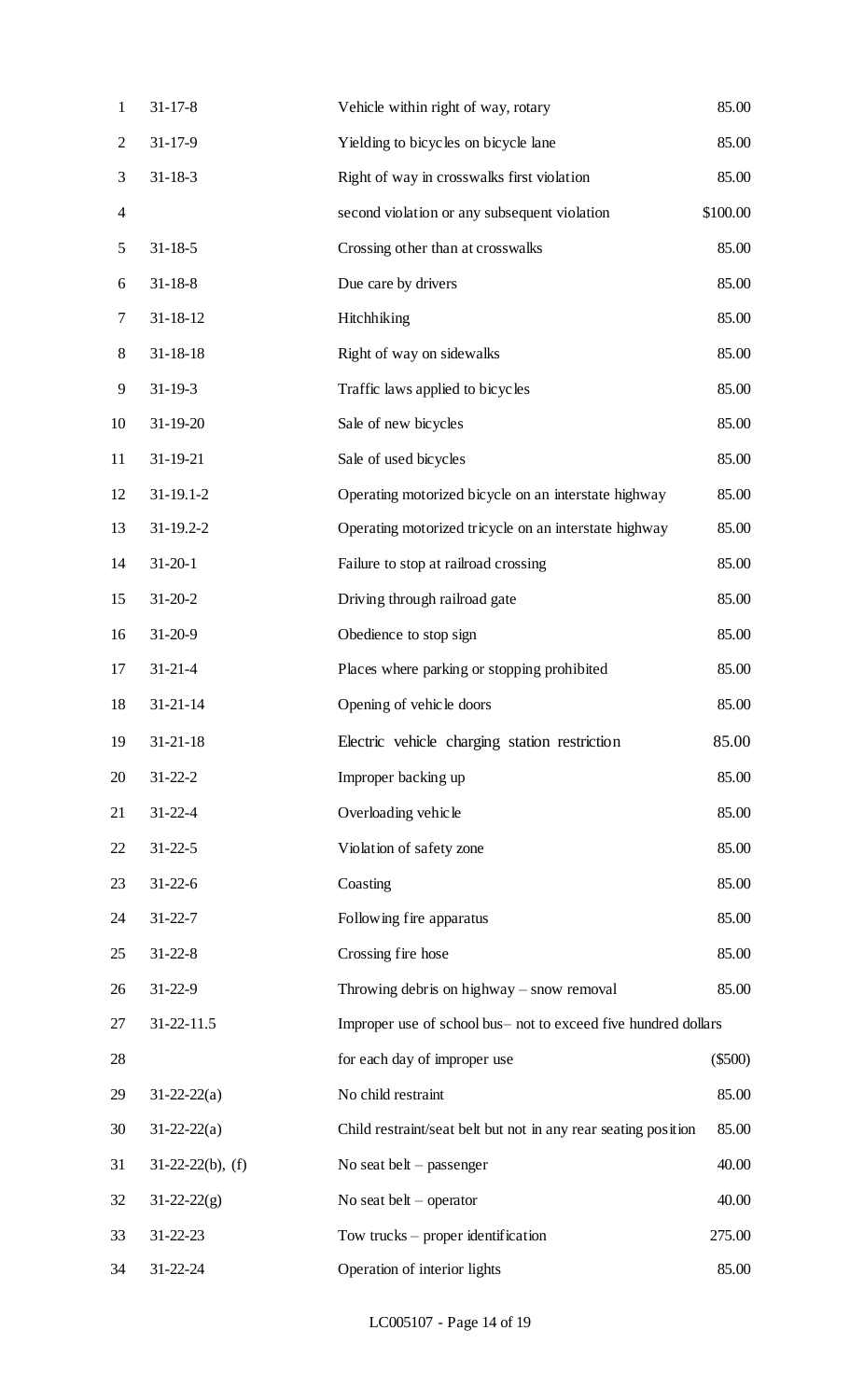| | | |
|---|---|---|
| 31-17-8 | Vehicle within right of way, rotary | 85.00 |
| 31-17-9 | Yielding to bicycles on bicycle lane | 85.00 |
| 31-18-3 | Right of way in crosswalks first violation | 85.00 |
| | second violation or any subsequent violation | $100.00 |
| 31-18-5 | Crossing other than at crosswalks | 85.00 |
| 31-18-8 | Due care by drivers | 85.00 |
| 31-18-12 | Hitchhiking | 85.00 |
| 31-18-18 | Right of way on sidewalks | 85.00 |
| 31-19-3 | Traffic laws applied to bicycles | 85.00 |
| 31-19-20 | Sale of new bicycles | 85.00 |
| 31-19-21 | Sale of used bicycles | 85.00 |
| 31-19.1-2 | Operating motorized bicycle on an interstate highway | 85.00 |
| 31-19.2-2 | Operating motorized tricycle on an interstate highway | 85.00 |
| 31-20-1 | Failure to stop at railroad crossing | 85.00 |
| 31-20-2 | Driving through railroad gate | 85.00 |
| 31-20-9 | Obedience to stop sign | 85.00 |
| 31-21-4 | Places where parking or stopping prohibited | 85.00 |
| 31-21-14 | Opening of vehicle doors | 85.00 |
| 31-21-18 | Electric vehicle charging station restriction | 85.00 |
| 31-22-2 | Improper backing up | 85.00 |
| 31-22-4 | Overloading vehicle | 85.00 |
| 31-22-5 | Violation of safety zone | 85.00 |
| 31-22-6 | Coasting | 85.00 |
| 31-22-7 | Following fire apparatus | 85.00 |
| 31-22-8 | Crossing fire hose | 85.00 |
| 31-22-9 | Throwing debris on highway – snow removal | 85.00 |
| 31-22-11.5 | Improper use of school bus– not to exceed five hundred dollars | |
| | for each day of improper use | ($500) |
| 31-22-22(a) | No child restraint | 85.00 |
| 31-22-22(a) | Child restraint/seat belt but not in any rear seating position | 85.00 |
| 31-22-22(b), (f) | No seat belt – passenger | 40.00 |
| 31-22-22(g) | No seat belt – operator | 40.00 |
| 31-22-23 | Tow trucks – proper identification | 275.00 |
| 31-22-24 | Operation of interior lights | 85.00 |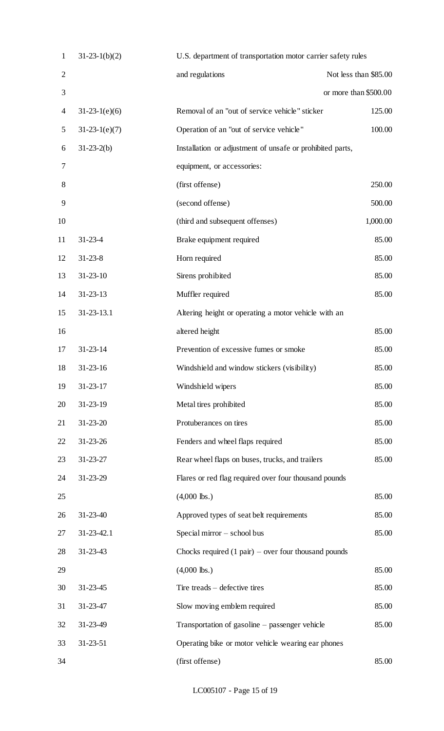| | | |
|---|---|---|
| 31-23-1(b)(2) | U.S. department of transportation motor carrier safety rules and regulations | Not less than $85.00 or more than $500.00 |
| 31-23-1(e)(6) | Removal of an "out of service vehicle" sticker | 125.00 |
| 31-23-1(e)(7) | Operation of an "out of service vehicle" | 100.00 |
| 31-23-2(b) | Installation or adjustment of unsafe or prohibited parts, equipment, or accessories: | |
| | (first offense) | 250.00 |
| | (second offense) | 500.00 |
| | (third and subsequent offenses) | 1,000.00 |
| 31-23-4 | Brake equipment required | 85.00 |
| 31-23-8 | Horn required | 85.00 |
| 31-23-10 | Sirens prohibited | 85.00 |
| 31-23-13 | Muffler required | 85.00 |
| 31-23-13.1 | Altering height or operating a motor vehicle with an altered height | 85.00 |
| 31-23-14 | Prevention of excessive fumes or smoke | 85.00 |
| 31-23-16 | Windshield and window stickers (visibility) | 85.00 |
| 31-23-17 | Windshield wipers | 85.00 |
| 31-23-19 | Metal tires prohibited | 85.00 |
| 31-23-20 | Protuberances on tires | 85.00 |
| 31-23-26 | Fenders and wheel flaps required | 85.00 |
| 31-23-27 | Rear wheel flaps on buses, trucks, and trailers | 85.00 |
| 31-23-29 | Flares or red flag required over four thousand pounds (4,000 lbs.) | 85.00 |
| 31-23-40 | Approved types of seat belt requirements | 85.00 |
| 31-23-42.1 | Special mirror – school bus | 85.00 |
| 31-23-43 | Chocks required (1 pair) – over four thousand pounds (4,000 lbs.) | 85.00 |
| 31-23-45 | Tire treads – defective tires | 85.00 |
| 31-23-47 | Slow moving emblem required | 85.00 |
| 31-23-49 | Transportation of gasoline – passenger vehicle | 85.00 |
| 31-23-51 | Operating bike or motor vehicle wearing ear phones | |
| | (first offense) | 85.00 |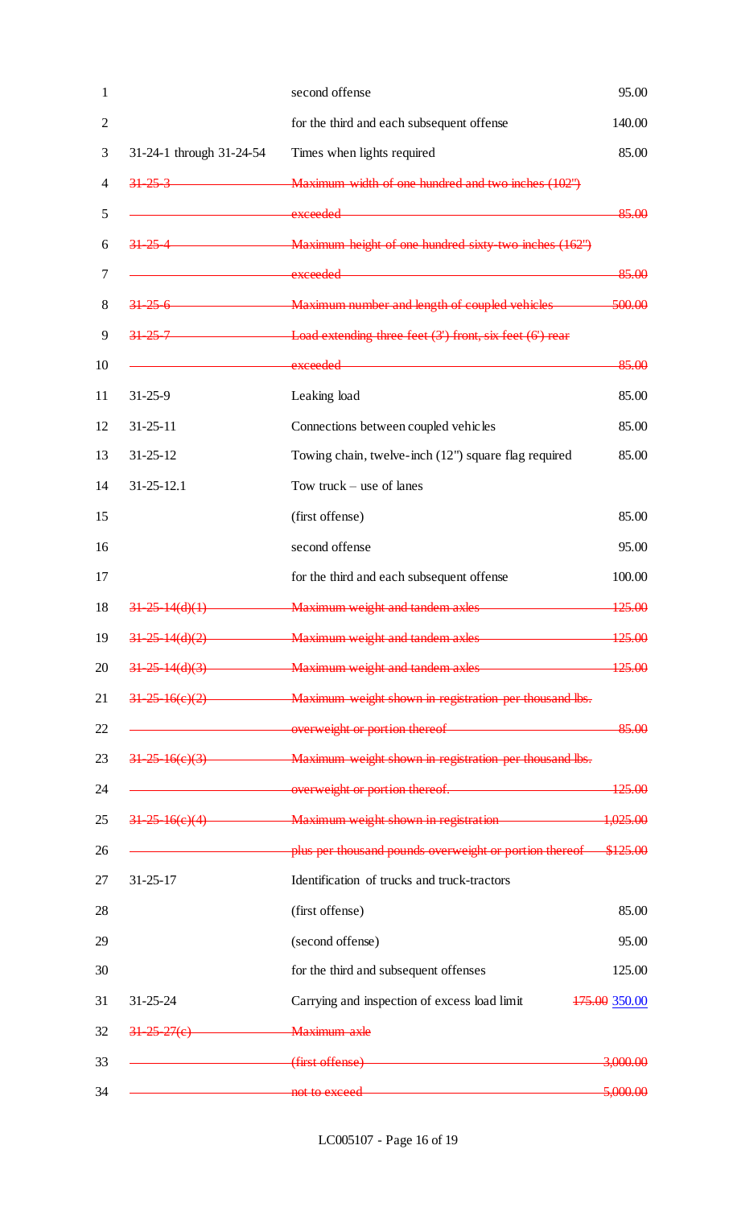| | | |
|---|---|---|
| | second offense | 95.00 |
| | for the third and each subsequent offense | 140.00 |
| 31-24-1 through 31-24-54 | Times when lights required | 85.00 |
| ~~31-25-3~~ | ~~Maximum width of one hundred and two inches (102") exceeded~~ | ~~85.00~~ |
| ~~31-25-4~~ | ~~Maximum height of one hundred sixty-two inches (162") exceeded~~ | ~~85.00~~ |
| ~~31-25-6~~ | ~~Maximum number and length of coupled vehicles~~ | ~~500.00~~ |
| ~~31-25-7~~ | ~~Load extending three feet (3') front, six feet (6') rear exceeded~~ | ~~85.00~~ |
| 31-25-9 | Leaking load | 85.00 |
| 31-25-11 | Connections between coupled vehicles | 85.00 |
| 31-25-12 | Towing chain, twelve-inch (12") square flag required | 85.00 |
| 31-25-12.1 | Tow truck – use of lanes | |
| | (first offense) | 85.00 |
| | second offense | 95.00 |
| | for the third and each subsequent offense | 100.00 |
| ~~31-25-14(d)(1)~~ | ~~Maximum weight and tandem axles~~ | ~~125.00~~ |
| ~~31-25-14(d)(2)~~ | ~~Maximum weight and tandem axles~~ | ~~125.00~~ |
| ~~31-25-14(d)(3)~~ | ~~Maximum weight and tandem axles~~ | ~~125.00~~ |
| ~~31-25-16(c)(2)~~ | ~~Maximum weight shown in registration per thousand lbs. overweight or portion thereof~~ | ~~85.00~~ |
| ~~31-25-16(c)(3)~~ | ~~Maximum weight shown in registration per thousand lbs. overweight or portion thereof.~~ | ~~125.00~~ |
| ~~31-25-16(c)(4)~~ | ~~Maximum weight shown in registration~~ | ~~1,025.00~~ |
| | ~~plus per thousand pounds overweight or portion thereof~~ | ~~$125.00~~ |
| 31-25-17 | Identification of trucks and truck-tractors | |
| | (first offense) | 85.00 |
| | (second offense) | 95.00 |
| | for the third and subsequent offenses | 125.00 |
| 31-25-24 | Carrying and inspection of excess load limit | ~~175.00~~ 350.00 |
| ~~31-25-27(c)~~ | ~~Maximum axle~~ | |
| | ~~(first offense)~~ | ~~3,000.00~~ |
| | ~~not to exceed~~ | ~~5,000.00~~ |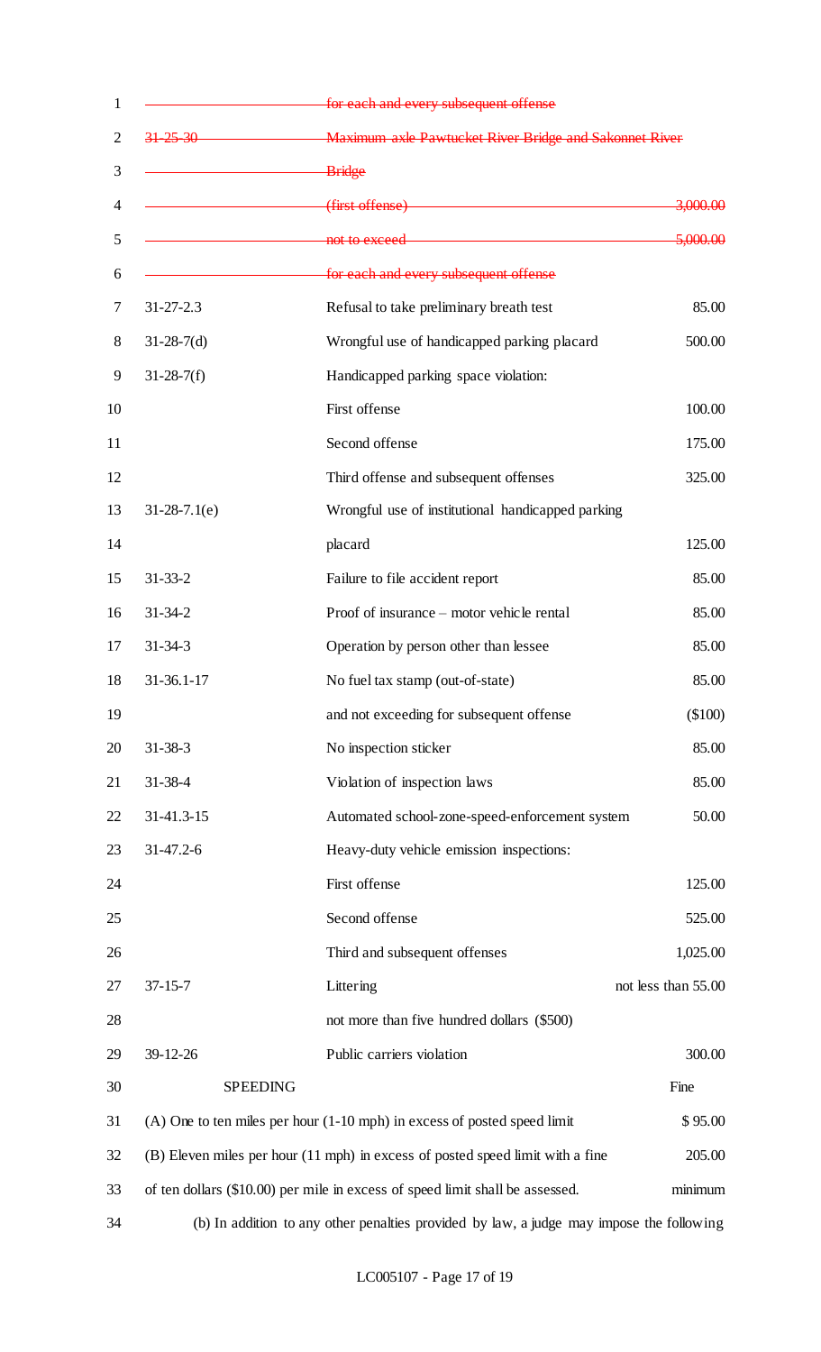| | | |
|---|---|---|
| | ~~for each and every subsequent offense~~ | |
| ~~31-25-30~~ | ~~Maximum axle Pawtucket River Bridge and Sakonnet River Bridge~~ | |
| | ~~(first offense)~~ | ~~3,000.00~~ |
| | ~~not to exceed~~ | ~~5,000.00~~ |
| | ~~for each and every subsequent offense~~ | |
| 31-27-2.3 | Refusal to take preliminary breath test | 85.00 |
| 31-28-7(d) | Wrongful use of handicapped parking placard | 500.00 |
| 31-28-7(f) | Handicapped parking space violation: | |
| | First offense | 100.00 |
| | Second offense | 175.00 |
| | Third offense and subsequent offenses | 325.00 |
| 31-28-7.1(e) | Wrongful use of institutional handicapped parking placard | 125.00 |
| 31-33-2 | Failure to file accident report | 85.00 |
| 31-34-2 | Proof of insurance – motor vehicle rental | 85.00 |
| 31-34-3 | Operation by person other than lessee | 85.00 |
| 31-36.1-17 | No fuel tax stamp (out-of-state) | 85.00 |
| | and not exceeding for subsequent offense | ($100) |
| 31-38-3 | No inspection sticker | 85.00 |
| 31-38-4 | Violation of inspection laws | 85.00 |
| 31-41.3-15 | Automated school-zone-speed-enforcement system | 50.00 |
| 31-47.2-6 | Heavy-duty vehicle emission inspections: | |
| | First offense | 125.00 |
| | Second offense | 525.00 |
| | Third and subsequent offenses | 1,025.00 |
| 37-15-7 | Littering | not less than 55.00 |
| | not more than five hundred dollars ($500) | |
| 39-12-26 | Public carriers violation | 300.00 |

| SPEEDING | Fine |
|---|---|
| (A) One to ten miles per hour (1-10 mph) in excess of posted speed limit | $ 95.00 |
| (B) Eleven miles per hour (11 mph) in excess of posted speed limit with a fine of ten dollars ($10.00) per mile in excess of speed limit shall be assessed. | 205.00 minimum |

(b) In addition to any other penalties provided by law, a judge may impose the following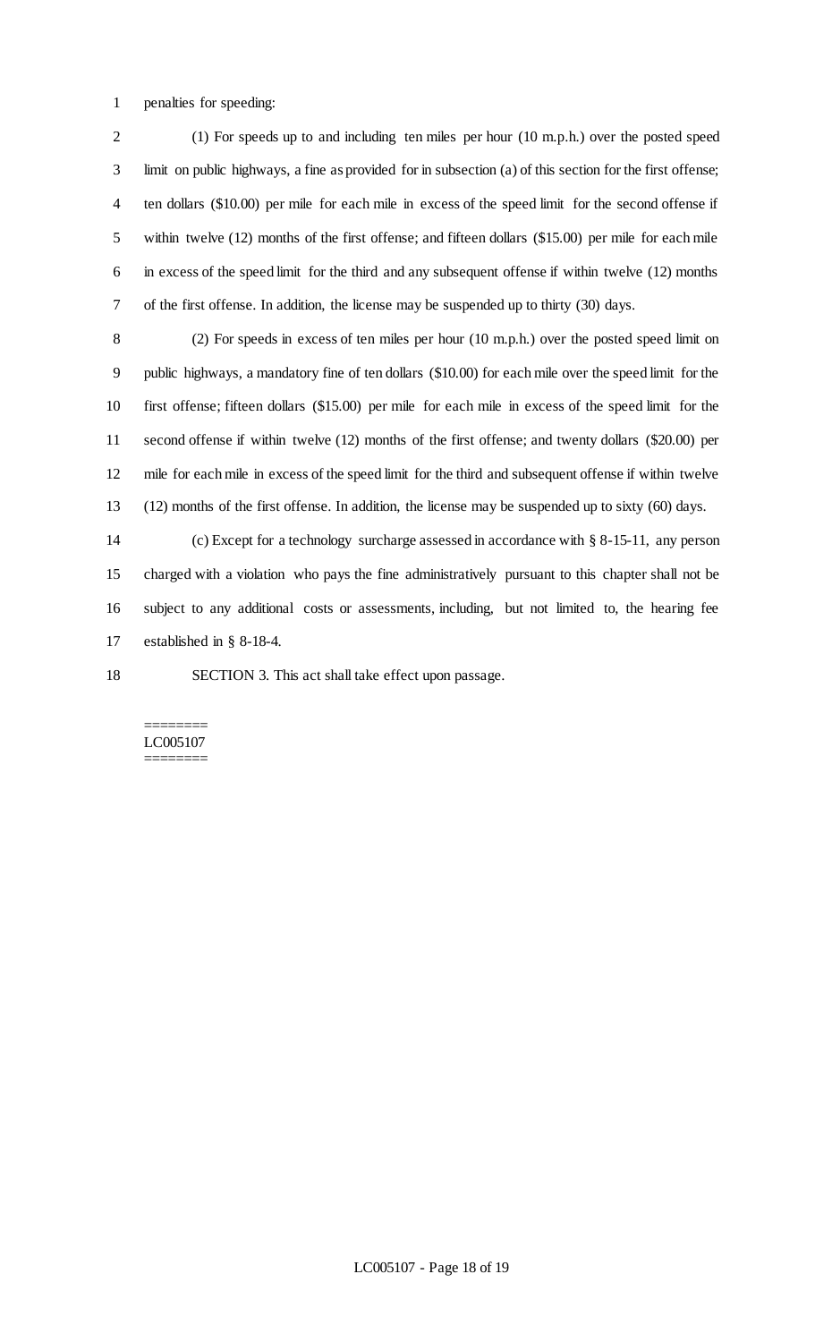penalties for speeding:

(1) For speeds up to and including ten miles per hour (10 m.p.h.) over the posted speed limit on public highways, a fine as provided for in subsection (a) of this section for the first offense; ten dollars ($10.00) per mile for each mile in excess of the speed limit for the second offense if within twelve (12) months of the first offense; and fifteen dollars ($15.00) per mile for each mile in excess of the speed limit for the third and any subsequent offense if within twelve (12) months of the first offense. In addition, the license may be suspended up to thirty (30) days.

(2) For speeds in excess of ten miles per hour (10 m.p.h.) over the posted speed limit on public highways, a mandatory fine of ten dollars ($10.00) for each mile over the speed limit for the first offense; fifteen dollars ($15.00) per mile for each mile in excess of the speed limit for the second offense if within twelve (12) months of the first offense; and twenty dollars ($20.00) per mile for each mile in excess of the speed limit for the third and subsequent offense if within twelve (12) months of the first offense. In addition, the license may be suspended up to sixty (60) days.

(c) Except for a technology surcharge assessed in accordance with § 8-15-11, any person charged with a violation who pays the fine administratively pursuant to this chapter shall not be subject to any additional costs or assessments, including, but not limited to, the hearing fee established in § 8-18-4.

SECTION 3. This act shall take effect upon passage.

========
LC005107
========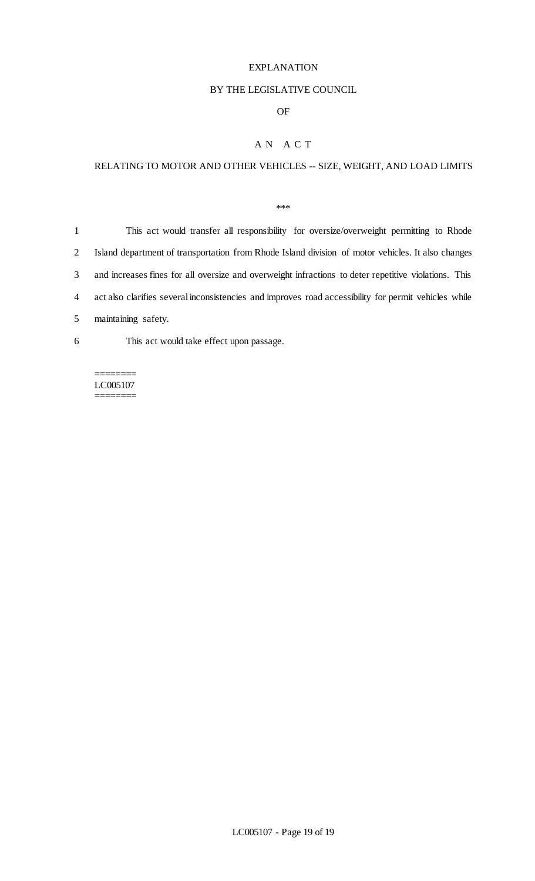EXPLANATION

BY THE LEGISLATIVE COUNCIL

OF

A N A C T

RELATING TO MOTOR AND OTHER VEHICLES -- SIZE, WEIGHT, AND LOAD LIMITS

\*\*\*

1 This act would transfer all responsibility for oversize/overweight permitting to Rhode
2 Island department of transportation from Rhode Island division of motor vehicles. It also changes
3 and increases fines for all oversize and overweight infractions to deter repetitive violations. This
4 act also clarifies several inconsistencies and improves road accessibility for permit vehicles while
5 maintaining safety.

6 This act would take effect upon passage.

========
LC005107
========